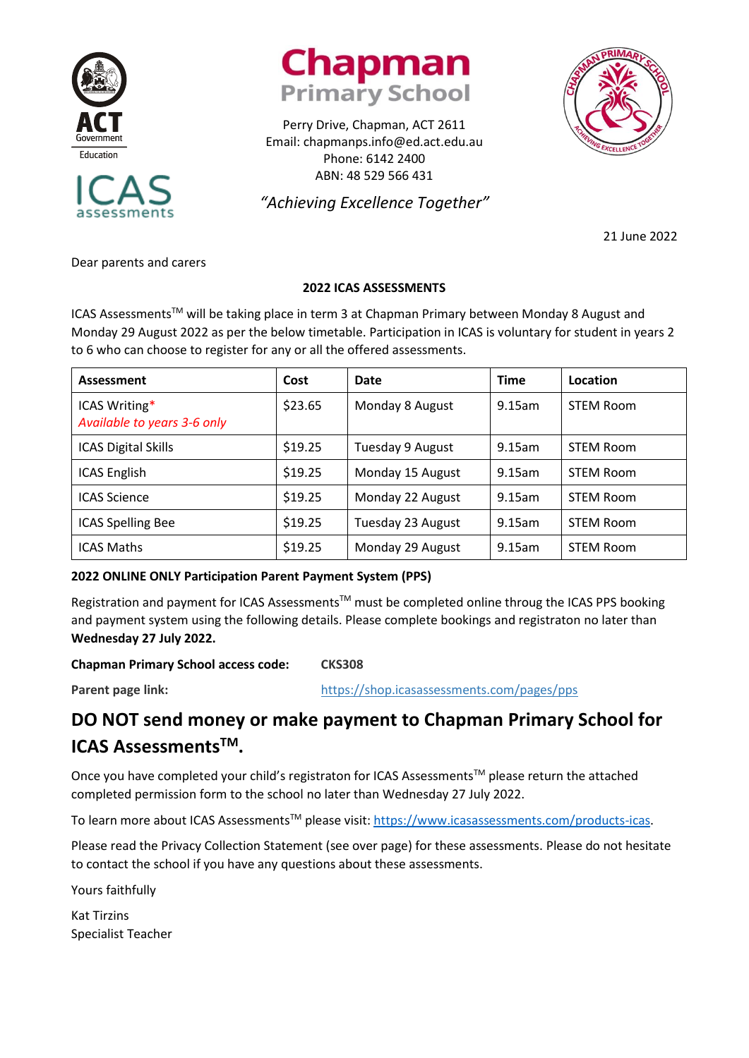# Chapman Primary School

Perry Drive, Chapman, ACT 2611
Email: chapmanps.info@ed.act.edu.au
Phone: 6142 2400
ABN: 48 529 566 431

*"Achieving Excellence Together"*

21 June 2022

Dear parents and carers

**2022 ICAS ASSESSMENTS**

ICAS Assessments™ will be taking place in term 3 at Chapman Primary between Monday 8 August and Monday 29 August 2022 as per the below timetable. Participation in ICAS is voluntary for student in years 2 to 6 who can choose to register for any or all the offered assessments.

| Assessment | Cost | Date | Time | Location |
|---|---|---|---|---|
| ICAS Writing* *Available to years 3-6 only* | $23.65 | Monday 8 August | 9.15am | STEM Room |
| ICAS Digital Skills | $19.25 | Tuesday 9 August | 9.15am | STEM Room |
| ICAS English | $19.25 | Monday 15 August | 9.15am | STEM Room |
| ICAS Science | $19.25 | Monday 22 August | 9.15am | STEM Room |
| ICAS Spelling Bee | $19.25 | Tuesday 23 August | 9.15am | STEM Room |
| ICAS Maths | $19.25 | Monday 29 August | 9.15am | STEM Room |

**2022 ONLINE ONLY Participation Parent Payment System (PPS)**

Registration and payment for ICAS Assessments™ must be completed online throug the ICAS PPS booking and payment system using the following details. Please complete bookings and registraton no later than **Wednesday 27 July 2022.**

**Chapman Primary School access code:** **CKS308**

**Parent page link:** https://shop.icasassessments.com/pages/pps

## DO NOT send money or make payment to Chapman Primary School for ICAS Assessments™.

Once you have completed your child's registraton for ICAS Assessments™ please return the attached completed permission form to the school no later than Wednesday 27 July 2022.

To learn more about ICAS Assessments™ please visit: https://www.icasassessments.com/products-icas.

Please read the Privacy Collection Statement (see over page) for these assessments. Please do not hesitate to contact the school if you have any questions about these assessments.

Yours faithfully

Kat Tirzins
Specialist Teacher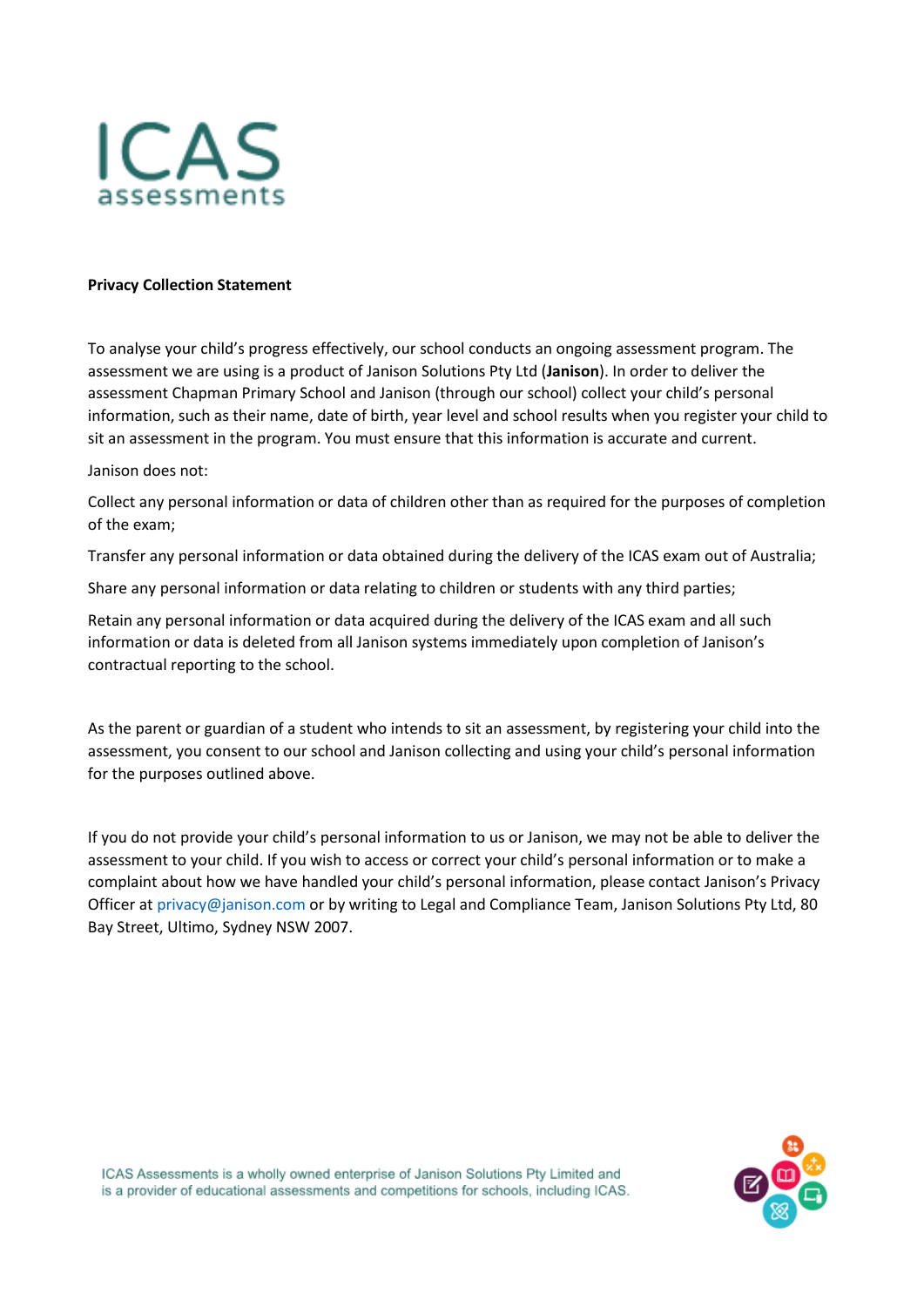ICAS
assessments

**Privacy Collection Statement**

To analyse your child's progress effectively, our school conducts an ongoing assessment program. The assessment we are using is a product of Janison Solutions Pty Ltd (**Janison**). In order to deliver the assessment Chapman Primary School and Janison (through our school) collect your child's personal information, such as their name, date of birth, year level and school results when you register your child to sit an assessment in the program. You must ensure that this information is accurate and current.

Janison does not:

Collect any personal information or data of children other than as required for the purposes of completion of the exam;

Transfer any personal information or data obtained during the delivery of the ICAS exam out of Australia;

Share any personal information or data relating to children or students with any third parties;

Retain any personal information or data acquired during the delivery of the ICAS exam and all such information or data is deleted from all Janison systems immediately upon completion of Janison's contractual reporting to the school.

As the parent or guardian of a student who intends to sit an assessment, by registering your child into the assessment, you consent to our school and Janison collecting and using your child's personal information for the purposes outlined above.

If you do not provide your child's personal information to us or Janison, we may not be able to deliver the assessment to your child. If you wish to access or correct your child's personal information or to make a complaint about how we have handled your child's personal information, please contact Janison's Privacy Officer at privacy@janison.com or by writing to Legal and Compliance Team, Janison Solutions Pty Ltd, 80 Bay Street, Ultimo, Sydney NSW 2007.

ICAS Assessments is a wholly owned enterprise of Janison Solutions Pty Limited and is a provider of educational assessments and competitions for schools, including ICAS.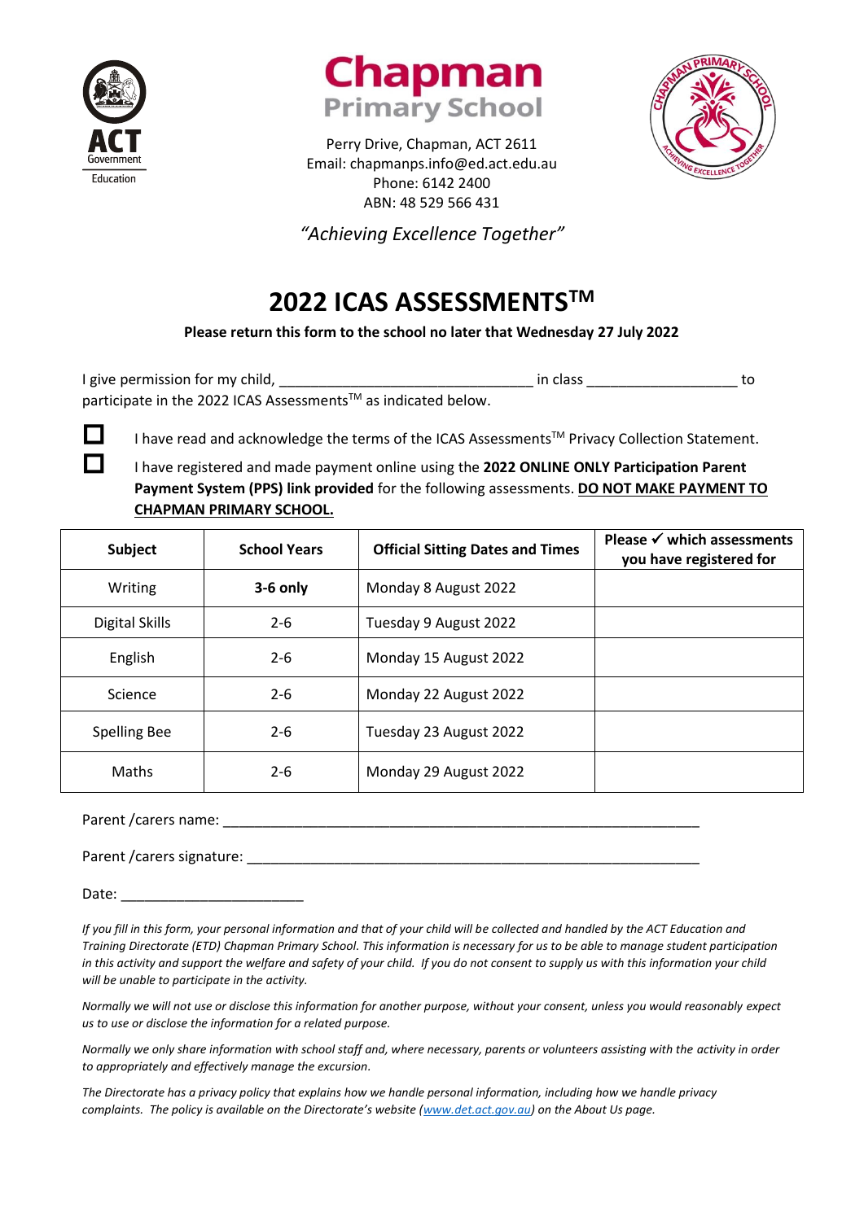**Chapman Primary School**

Perry Drive, Chapman, ACT 2611
Email: chapmanps.info@ed.act.edu.au
Phone: 6142 2400
ABN: 48 529 566 431

*"Achieving Excellence Together"*

# 2022 ICAS ASSESSMENTS™

**Please return this form to the school no later that Wednesday 27 July 2022**

I give permission for my child, _______________________________ in class __________________ to participate in the 2022 ICAS Assessments™ as indicated below.

☐ I have read and acknowledge the terms of the ICAS Assessments™ Privacy Collection Statement.

☐ I have registered and made payment online using the **2022 ONLINE ONLY Participation Parent Payment System (PPS) link provided** for the following assessments. **DO NOT MAKE PAYMENT TO CHAPMAN PRIMARY SCHOOL.**

| Subject | School Years | Official Sitting Dates and Times | Please ✓ which assessments you have registered for |
|---|---|---|---|
| Writing | **3-6 only** | Monday 8 August 2022 | |
| Digital Skills | 2-6 | Tuesday 9 August 2022 | |
| English | 2-6 | Monday 15 August 2022 | |
| Science | 2-6 | Monday 22 August 2022 | |
| Spelling Bee | 2-6 | Tuesday 23 August 2022 | |
| Maths | 2-6 | Monday 29 August 2022 | |

Parent /carers name: ___________________________________________________________

Parent /carers signature: ________________________________________________________

Date: ______________________

*If you fill in this form, your personal information and that of your child will be collected and handled by the ACT Education and Training Directorate (ETD) Chapman Primary School. This information is necessary for us to be able to manage student participation in this activity and support the welfare and safety of your child. If you do not consent to supply us with this information your child will be unable to participate in the activity.*

*Normally we will not use or disclose this information for another purpose, without your consent, unless you would reasonably expect us to use or disclose the information for a related purpose.*

*Normally we only share information with school staff and, where necessary, parents or volunteers assisting with the activity in order to appropriately and effectively manage the excursion.*

*The Directorate has a privacy policy that explains how we handle personal information, including how we handle privacy complaints. The policy is available on the Directorate's website (www.det.act.gov.au) on the About Us page.*